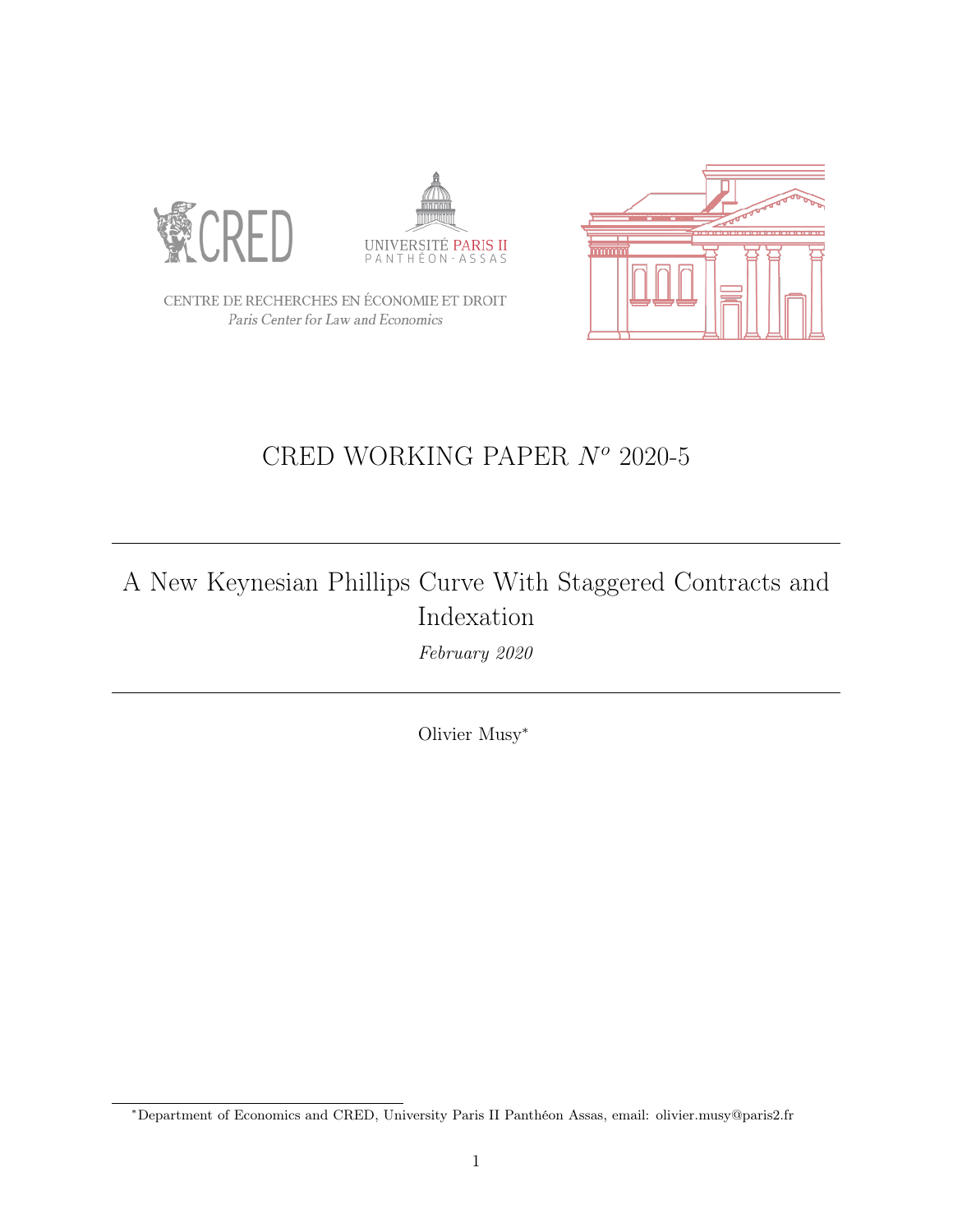CENTRE DE RECHERCHES EN ÉCONOMIE ET DROIT

*Paris Center for Law and Economics*

# CRED WORKING PAPER $N^o$ 2020-5

---

## A New Keynesian Phillips Curve With Staggered Contracts and Indexation

*February 2020*

---

Olivier Musy*

*Department of Economics and CRED, University Paris II Panthéon Assas, email: olivier.musy@paris2.fr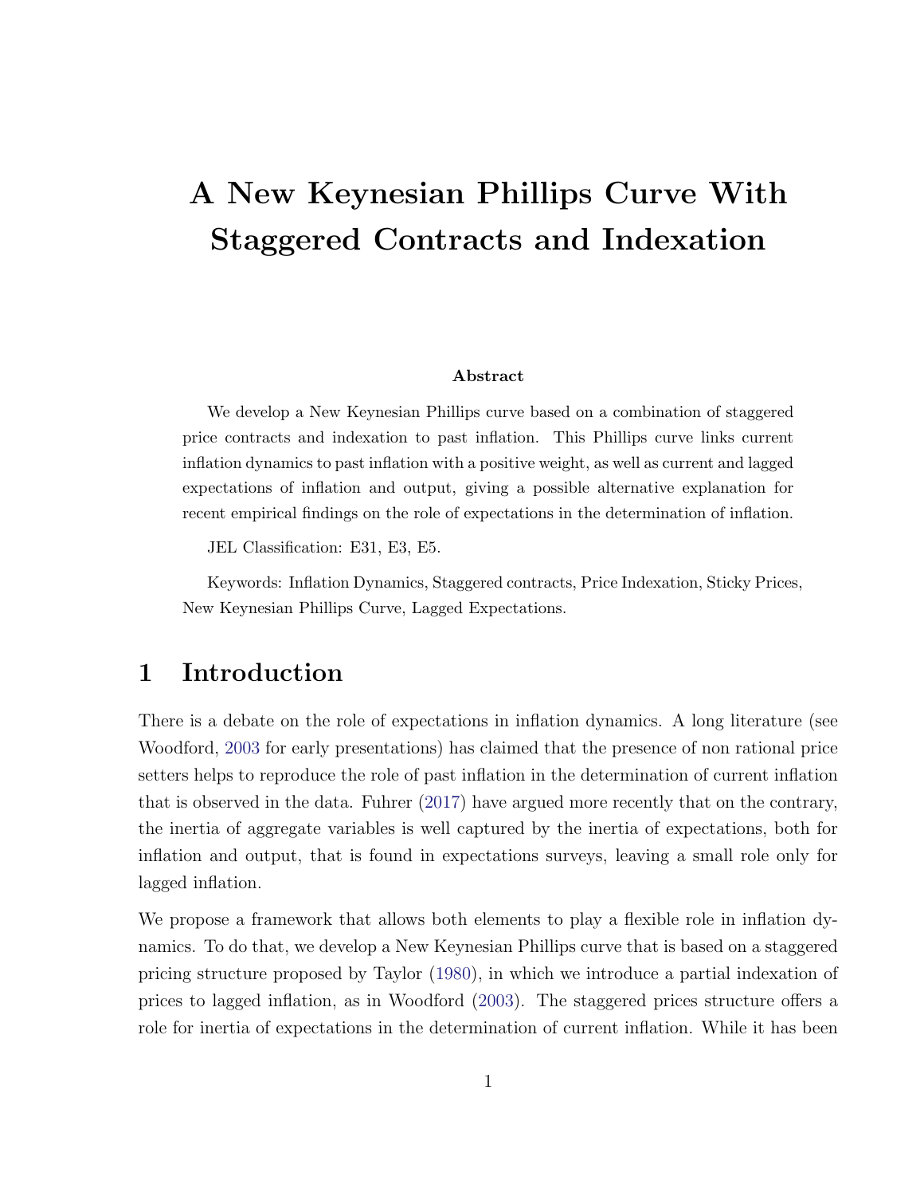# A New Keynesian Phillips Curve With Staggered Contracts and Indexation

**Abstract**

We develop a New Keynesian Phillips curve based on a combination of staggered price contracts and indexation to past inflation. This Phillips curve links current inflation dynamics to past inflation with a positive weight, as well as current and lagged expectations of inflation and output, giving a possible alternative explanation for recent empirical findings on the role of expectations in the determination of inflation.

JEL Classification: E31, E3, E5.

Keywords: Inflation Dynamics, Staggered contracts, Price Indexation, Sticky Prices, New Keynesian Phillips Curve, Lagged Expectations.

## 1 Introduction

There is a debate on the role of expectations in inflation dynamics. A long literature (see Woodford, 2003 for early presentations) has claimed that the presence of non rational price setters helps to reproduce the role of past inflation in the determination of current inflation that is observed in the data. Fuhrer (2017) have argued more recently that on the contrary, the inertia of aggregate variables is well captured by the inertia of expectations, both for inflation and output, that is found in expectations surveys, leaving a small role only for lagged inflation.

We propose a framework that allows both elements to play a flexible role in inflation dynamics. To do that, we develop a New Keynesian Phillips curve that is based on a staggered pricing structure proposed by Taylor (1980), in which we introduce a partial indexation of prices to lagged inflation, as in Woodford (2003). The staggered prices structure offers a role for inertia of expectations in the determination of current inflation. While it has been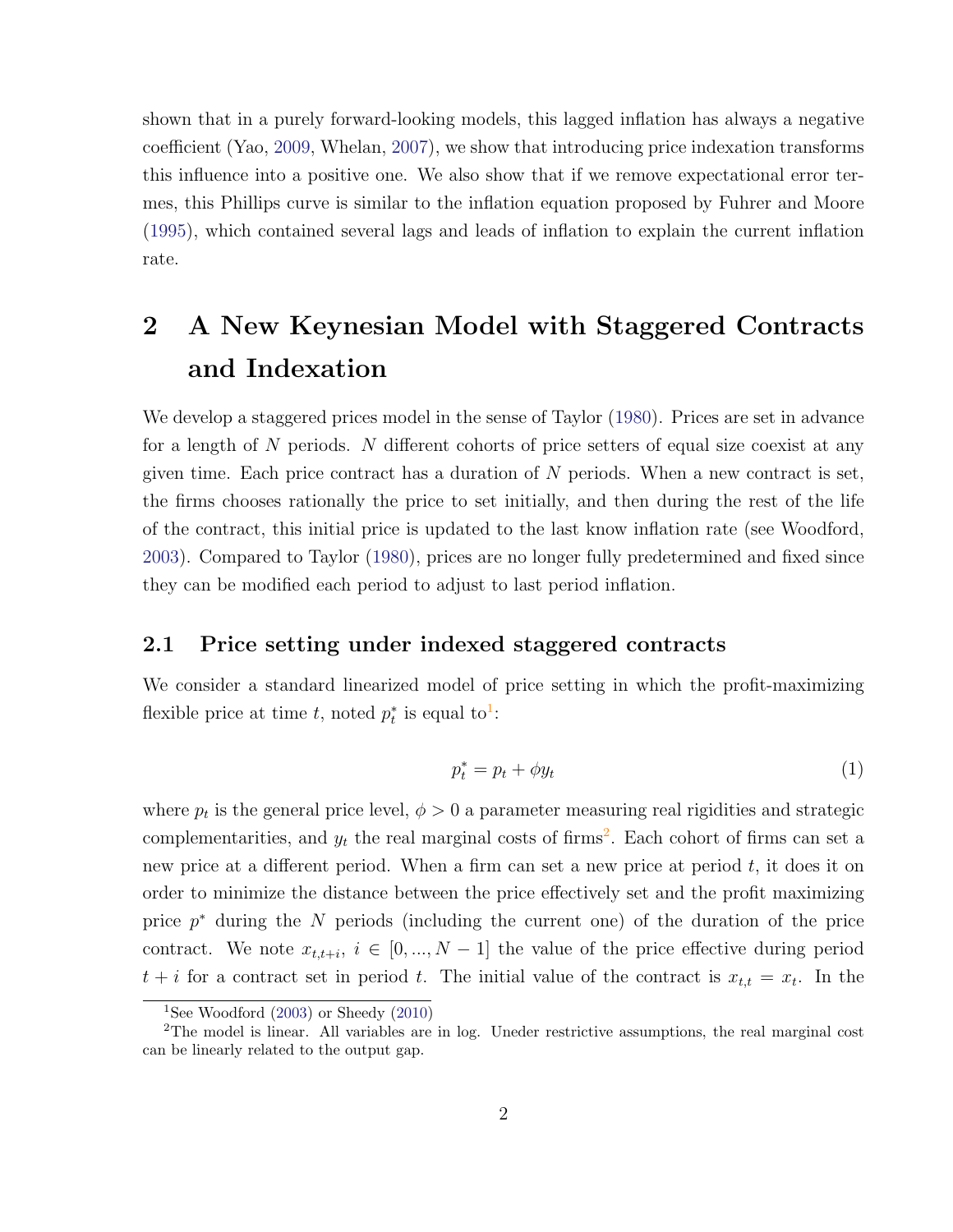shown that in a purely forward-looking models, this lagged inflation has always a negative coefficient (Yao, 2009, Whelan, 2007), we show that introducing price indexation transforms this influence into a positive one. We also show that if we remove expectational error termes, this Phillips curve is similar to the inflation equation proposed by Fuhrer and Moore (1995), which contained several lags and leads of inflation to explain the current inflation rate.

# 2 A New Keynesian Model with Staggered Contracts and Indexation

We develop a staggered prices model in the sense of Taylor (1980). Prices are set in advance for a length of $N$ periods. $N$ different cohorts of price setters of equal size coexist at any given time. Each price contract has a duration of $N$ periods. When a new contract is set, the firms chooses rationally the price to set initially, and then during the rest of the life of the contract, this initial price is updated to the last know inflation rate (see Woodford, 2003). Compared to Taylor (1980), prices are no longer fully predetermined and fixed since they can be modified each period to adjust to last period inflation.

## 2.1 Price setting under indexed staggered contracts

We consider a standard linearized model of price setting in which the profit-maximizing flexible price at time $t$, noted $p_t^*$ is equal to[1]:

$$p_t^* = p_t + \phi y_t \tag{1}$$

where $p_t$ is the general price level, $\phi > 0$ a parameter measuring real rigidities and strategic complementarities, and $y_t$ the real marginal costs of firms[2]. Each cohort of firms can set a new price at a different period. When a firm can set a new price at period $t$, it does it on order to minimize the distance between the price effectively set and the profit maximizing price $p^*$ during the $N$ periods (including the current one) of the duration of the price contract. We note $x_{t,t+i}$, $i \in [0, ..., N-1]$ the value of the price effective during period $t+i$ for a contract set in period $t$. The initial value of the contract is $x_{t,t} = x_t$. In the

[1] See Woodford (2003) or Sheedy (2010)

[2] The model is linear. All variables are in log. Uneder restrictive assumptions, the real marginal cost can be linearly related to the output gap.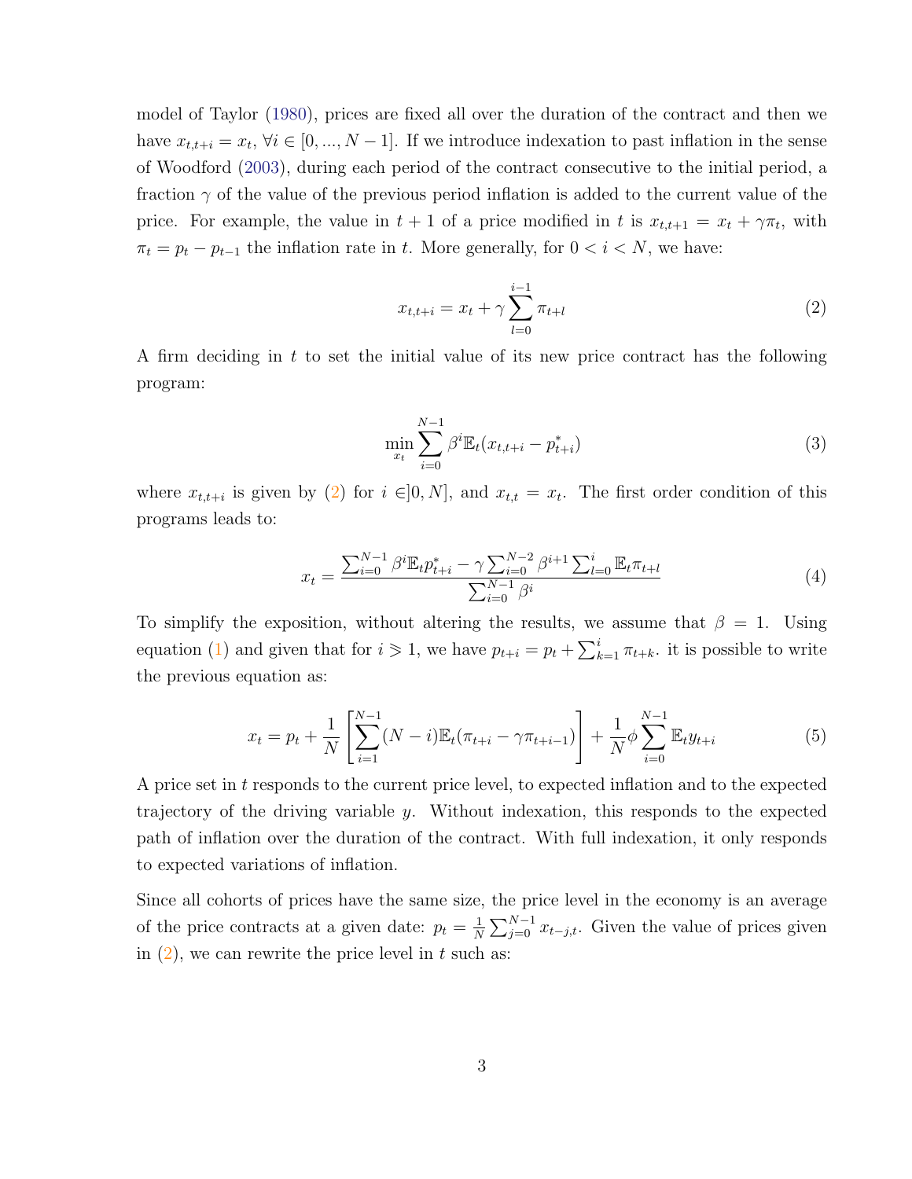model of Taylor (1980), prices are fixed all over the duration of the contract and then we have $x_{t,t+i} = x_t$, $\forall i \in [0, ..., N-1]$. If we introduce indexation to past inflation in the sense of Woodford (2003), during each period of the contract consecutive to the initial period, a fraction $\gamma$ of the value of the previous period inflation is added to the current value of the price. For example, the value in $t+1$ of a price modified in $t$ is $x_{t,t+1} = x_t + \gamma \pi_t$, with $\pi_t = p_t - p_{t-1}$ the inflation rate in $t$. More generally, for $0 < i < N$, we have:

$$x_{t,t+i} = x_t + \gamma \sum_{l=0}^{i-1} \pi_{t+l} \tag{2}$$

A firm deciding in $t$ to set the initial value of its new price contract has the following program:

$$\min_{x_t} \sum_{i=0}^{N-1} \beta^i \mathbb{E}_t (x_{t,t+i} - p^*_{t+i}) \tag{3}$$

where $x_{t,t+i}$ is given by (2) for $i \in ]0, N]$, and $x_{t,t} = x_t$. The first order condition of this programs leads to:

$$x_t = \frac{\sum_{i=0}^{N-1} \beta^i \mathbb{E}_t p^*_{t+i} - \gamma \sum_{i=0}^{N-2} \beta^{i+1} \sum_{l=0}^{i} \mathbb{E}_t \pi_{t+l}}{\sum_{i=0}^{N-1} \beta^i} \tag{4}$$

To simplify the exposition, without altering the results, we assume that $\beta = 1$. Using equation (1) and given that for $i \geqslant 1$, we have $p_{t+i} = p_t + \sum_{k=1}^{i} \pi_{t+k}$. it is possible to write the previous equation as:

$$x_t = p_t + \frac{1}{N} \left[ \sum_{i=1}^{N-1} (N-i) \mathbb{E}_t (\pi_{t+i} - \gamma \pi_{t+i-1}) \right] + \frac{1}{N} \phi \sum_{i=0}^{N-1} \mathbb{E}_t y_{t+i} \tag{5}$$

A price set in $t$ responds to the current price level, to expected inflation and to the expected trajectory of the driving variable $y$. Without indexation, this responds to the expected path of inflation over the duration of the contract. With full indexation, it only responds to expected variations of inflation.

Since all cohorts of prices have the same size, the price level in the economy is an average of the price contracts at a given date: $p_t = \frac{1}{N} \sum_{j=0}^{N-1} x_{t-j,t}$. Given the value of prices given in (2), we can rewrite the price level in $t$ such as: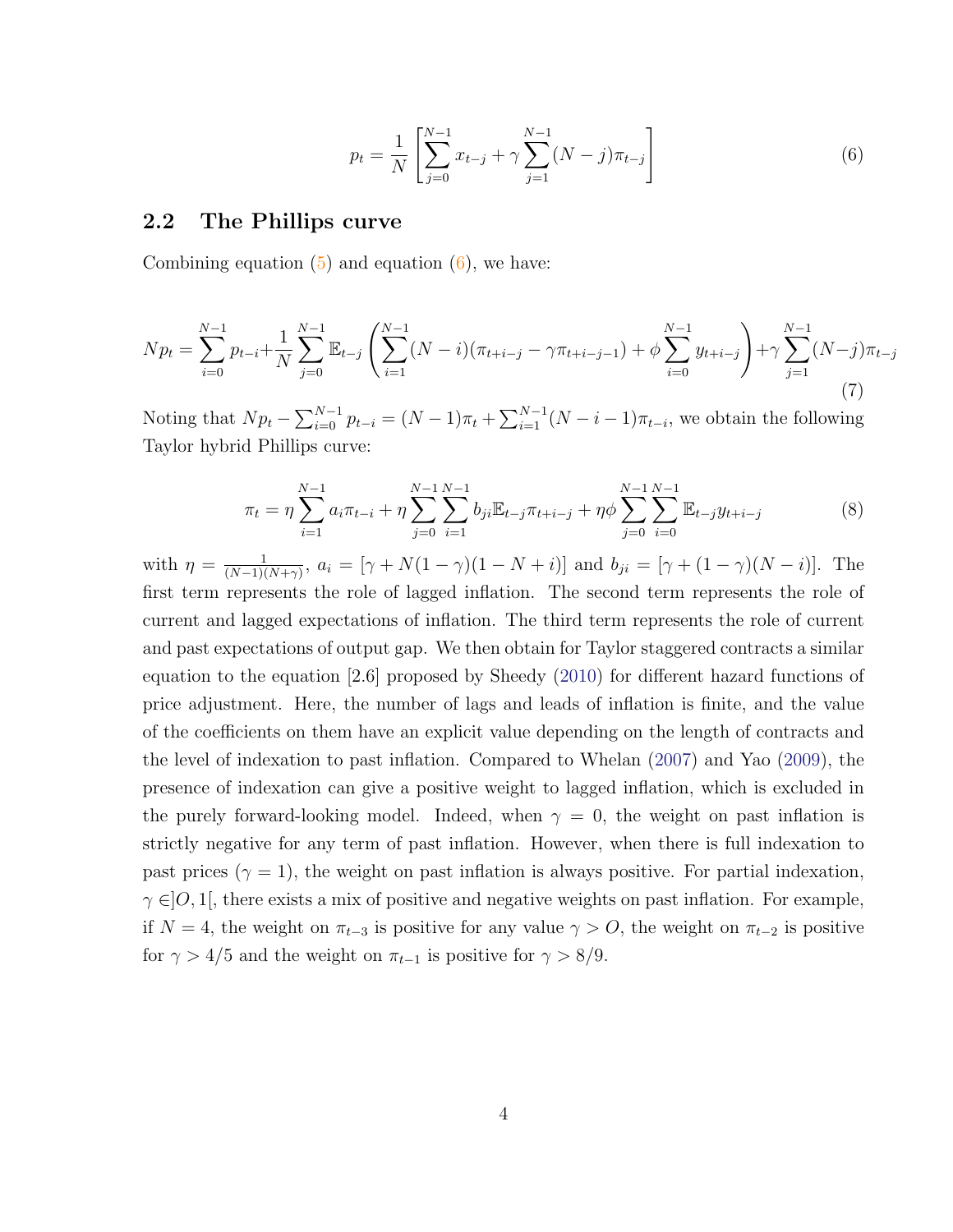$$p_t = \frac{1}{N} \left[ \sum_{j=0}^{N-1} x_{t-j} + \gamma \sum_{j=1}^{N-1} (N-j)\pi_{t-j} \right] \tag{6}$$

## 2.2 The Phillips curve

Combining equation (5) and equation (6), we have:

$$Np_t = \sum_{i=0}^{N-1} p_{t-i} + \frac{1}{N} \sum_{j=0}^{N-1} \mathbb{E}_{t-j} \left( \sum_{i=1}^{N-1} (N-i)(\pi_{t+i-j} - \gamma \pi_{t+i-j-1}) + \phi \sum_{i=0}^{N-1} y_{t+i-j} \right) + \gamma \sum_{j=1}^{N-1} (N-j)\pi_{t-j} \tag{7}$$

Noting that $Np_t - \sum_{i=0}^{N-1} p_{t-i} = (N-1)\pi_t + \sum_{i=1}^{N-1} (N-i-1)\pi_{t-i}$, we obtain the following Taylor hybrid Phillips curve:

$$\pi_t = \eta \sum_{i=1}^{N-1} a_i \pi_{t-i} + \eta \sum_{j=0}^{N-1} \sum_{i=1}^{N-1} b_{ji} \mathbb{E}_{t-j} \pi_{t+i-j} + \eta \phi \sum_{j=0}^{N-1} \sum_{i=0}^{N-1} \mathbb{E}_{t-j} y_{t+i-j} \tag{8}$$

with $\eta = \frac{1}{(N-1)(N+\gamma)}$, $a_i = [\gamma + N(1-\gamma)(1-N+i)]$ and $b_{ji} = [\gamma + (1-\gamma)(N-i)]$. The first term represents the role of lagged inflation. The second term represents the role of current and lagged expectations of inflation. The third term represents the role of current and past expectations of output gap. We then obtain for Taylor staggered contracts a similar equation to the equation [2.6] proposed by Sheedy (2010) for different hazard functions of price adjustment. Here, the number of lags and leads of inflation is finite, and the value of the coefficients on them have an explicit value depending on the length of contracts and the level of indexation to past inflation. Compared to Whelan (2007) and Yao (2009), the presence of indexation can give a positive weight to lagged inflation, which is excluded in the purely forward-looking model. Indeed, when $\gamma = 0$, the weight on past inflation is strictly negative for any term of past inflation. However, when there is full indexation to past prices ($\gamma = 1$), the weight on past inflation is always positive. For partial indexation, $\gamma \in ]O, 1[$, there exists a mix of positive and negative weights on past inflation. For example, if $N = 4$, the weight on $\pi_{t-3}$ is positive for any value $\gamma > O$, the weight on $\pi_{t-2}$ is positive for $\gamma > 4/5$ and the weight on $\pi_{t-1}$ is positive for $\gamma > 8/9$.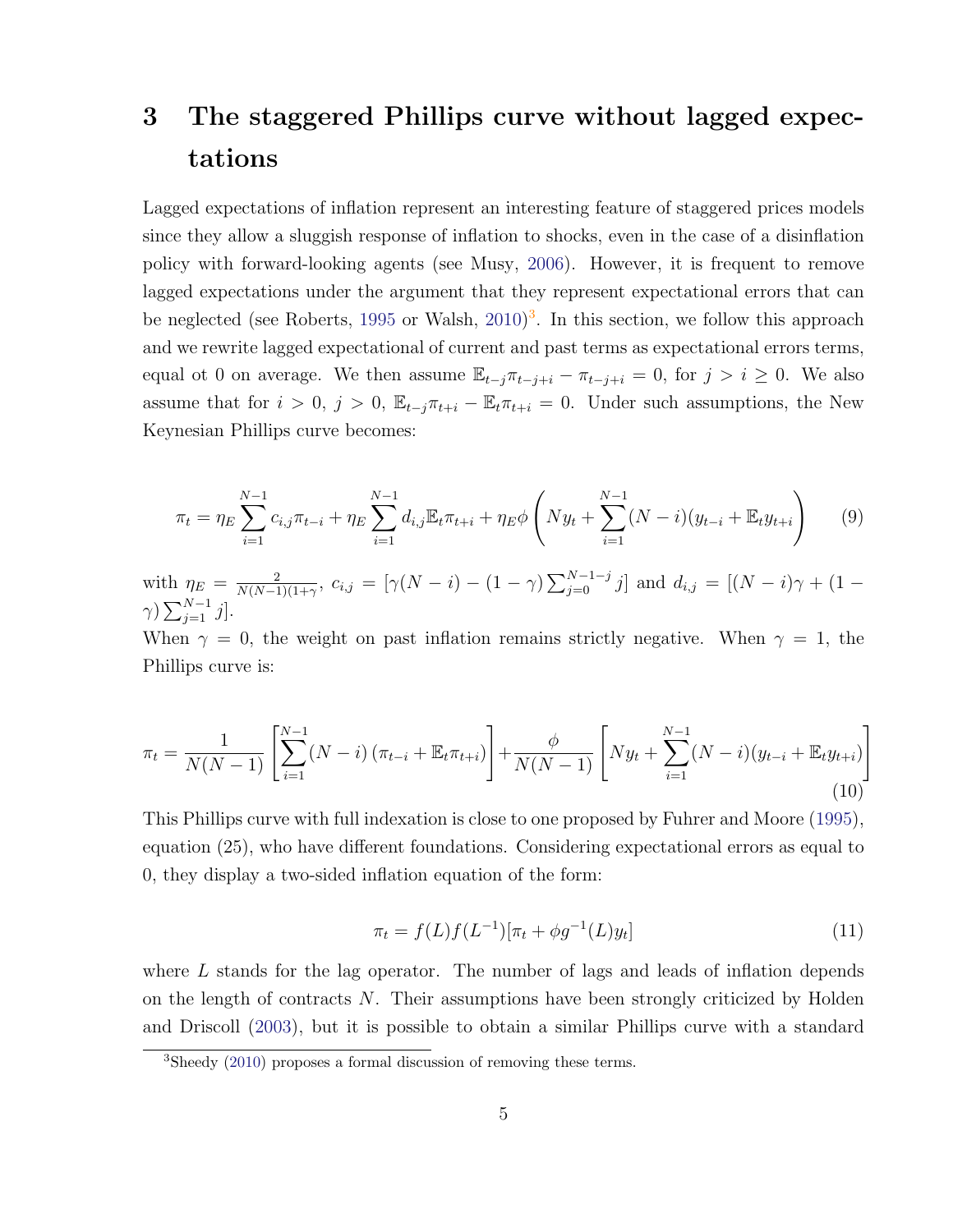# 3 The staggered Phillips curve without lagged expectations

Lagged expectations of inflation represent an interesting feature of staggered prices models since they allow a sluggish response of inflation to shocks, even in the case of a disinflation policy with forward-looking agents (see Musy, 2006). However, it is frequent to remove lagged expectations under the argument that they represent expectational errors that can be neglected (see Roberts, 1995 or Walsh, 2010)[3]. In this section, we follow this approach and we rewrite lagged expectational of current and past terms as expectational errors terms, equal ot 0 on average. We then assume $\mathbb{E}_{t-j}\pi_{t-j+i} - \pi_{t-j+i} = 0$, for $j > i \geq 0$. We also assume that for $i > 0$, $j > 0$, $\mathbb{E}_{t-j}\pi_{t+i} - \mathbb{E}_t\pi_{t+i} = 0$. Under such assumptions, the New Keynesian Phillips curve becomes:

$$\pi_t = \eta_E \sum_{i=1}^{N-1} c_{i,j}\pi_{t-i} + \eta_E \sum_{i=1}^{N-1} d_{i,j}\mathbb{E}_t\pi_{t+i} + \eta_E\phi\left(Ny_t + \sum_{i=1}^{N-1}(N-i)(y_{t-i} + \mathbb{E}_t y_{t+i}\right) \tag{9}$$

with $\eta_E = \frac{2}{N(N-1)(1+\gamma}$, $c_{i,j} = [\gamma(N-i) - (1-\gamma)\sum_{j=0}^{N-1-j} j]$ and $d_{i,j} = [(N-i)\gamma + (1-\gamma)\sum_{j=1}^{N-1} j]$.

When $\gamma = 0$, the weight on past inflation remains strictly negative. When $\gamma = 1$, the Phillips curve is:

$$\pi_t = \frac{1}{N(N-1)}\left[\sum_{i=1}^{N-1}(N-i)\left(\pi_{t-i} + \mathbb{E}_t\pi_{t+i}\right)\right] + \frac{\phi}{N(N-1)}\left[Ny_t + \sum_{i=1}^{N-1}(N-i)(y_{t-i} + \mathbb{E}_t y_{t+i})\right] \tag{10}$$

This Phillips curve with full indexation is close to one proposed by Fuhrer and Moore (1995), equation (25), who have different foundations. Considering expectational errors as equal to 0, they display a two-sided inflation equation of the form:

$$\pi_t = f(L)f(L^{-1})[\pi_t + \phi g^{-1}(L)y_t] \tag{11}$$

where $L$ stands for the lag operator. The number of lags and leads of inflation depends on the length of contracts $N$. Their assumptions have been strongly criticized by Holden and Driscoll (2003), but it is possible to obtain a similar Phillips curve with a standard

[3] Sheedy (2010) proposes a formal discussion of removing these terms.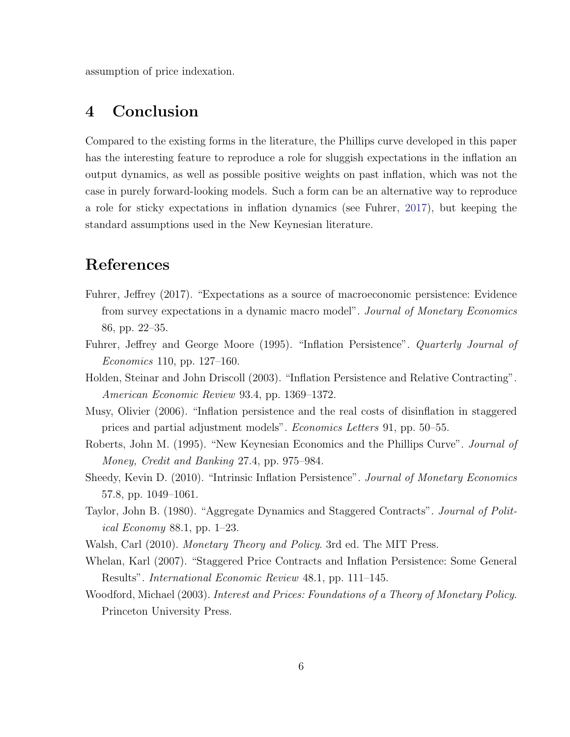assumption of price indexation.

## 4 Conclusion

Compared to the existing forms in the literature, the Phillips curve developed in this paper has the interesting feature to reproduce a role for sluggish expectations in the inflation an output dynamics, as well as possible positive weights on past inflation, which was not the case in purely forward-looking models. Such a form can be an alternative way to reproduce a role for sticky expectations in inflation dynamics (see Fuhrer, 2017), but keeping the standard assumptions used in the New Keynesian literature.

## References

Fuhrer, Jeffrey (2017). "Expectations as a source of macroeconomic persistence: Evidence from survey expectations in a dynamic macro model". *Journal of Monetary Economics* 86, pp. 22–35.

Fuhrer, Jeffrey and George Moore (1995). "Inflation Persistence". *Quarterly Journal of Economics* 110, pp. 127–160.

Holden, Steinar and John Driscoll (2003). "Inflation Persistence and Relative Contracting". *American Economic Review* 93.4, pp. 1369–1372.

Musy, Olivier (2006). "Inflation persistence and the real costs of disinflation in staggered prices and partial adjustment models". *Economics Letters* 91, pp. 50–55.

Roberts, John M. (1995). "New Keynesian Economics and the Phillips Curve". *Journal of Money, Credit and Banking* 27.4, pp. 975–984.

Sheedy, Kevin D. (2010). "Intrinsic Inflation Persistence". *Journal of Monetary Economics* 57.8, pp. 1049–1061.

Taylor, John B. (1980). "Aggregate Dynamics and Staggered Contracts". *Journal of Political Economy* 88.1, pp. 1–23.

Walsh, Carl (2010). *Monetary Theory and Policy*. 3rd ed. The MIT Press.

Whelan, Karl (2007). "Staggered Price Contracts and Inflation Persistence: Some General Results". *International Economic Review* 48.1, pp. 111–145.

Woodford, Michael (2003). *Interest and Prices: Foundations of a Theory of Monetary Policy*. Princeton University Press.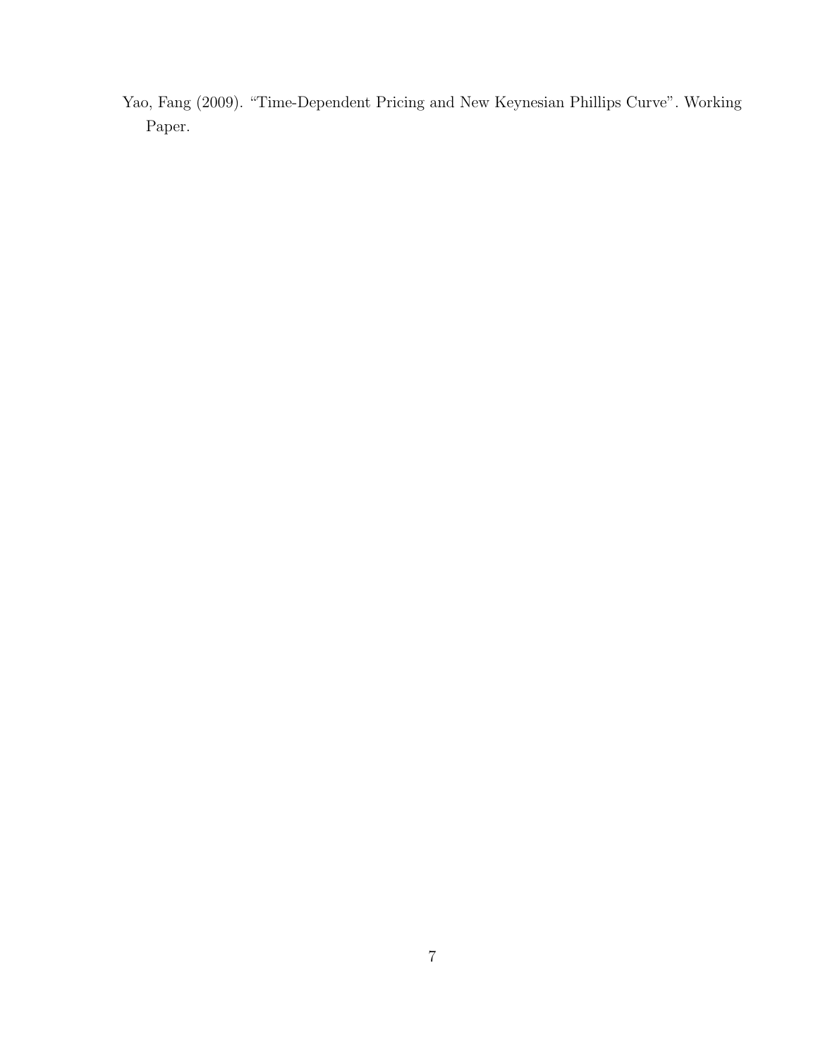Yao, Fang (2009). "Time-Dependent Pricing and New Keynesian Phillips Curve". Working Paper.